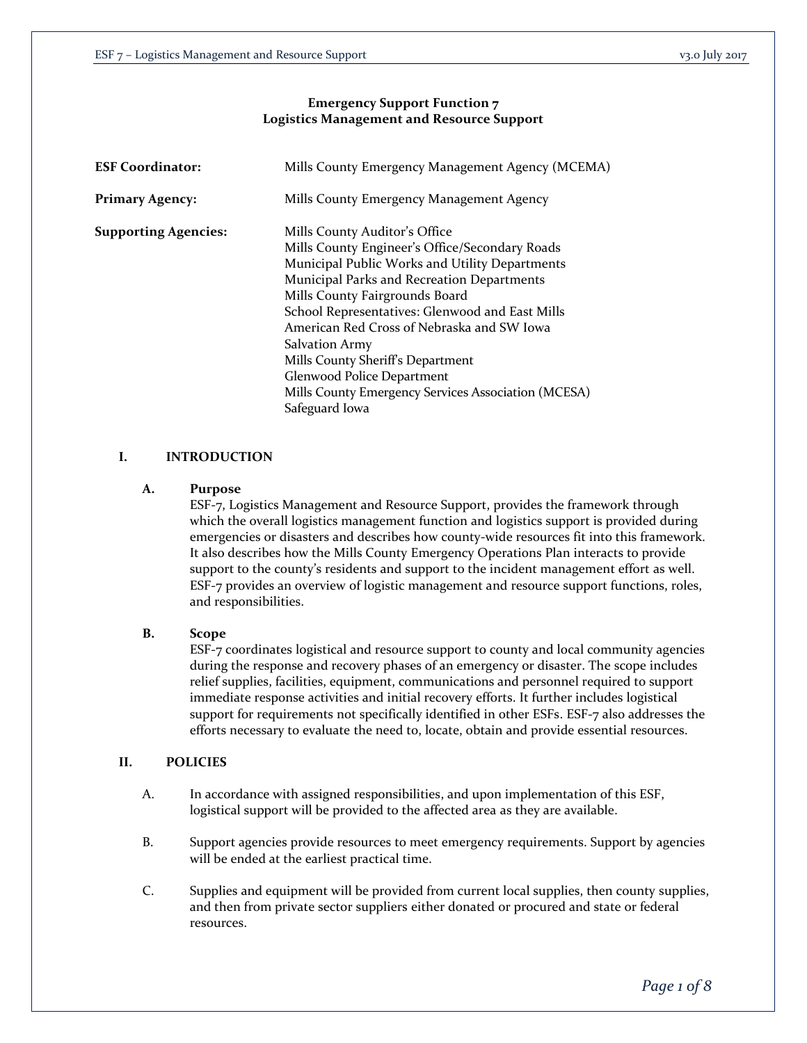**Emergency Support Function 7**
**Logistics Management and Resource Support**

**ESF Coordinator:** Mills County Emergency Management Agency (MCEMA)

**Primary Agency:** Mills County Emergency Management Agency

**Supporting Agencies:**
Mills County Auditor's Office
Mills County Engineer's Office/Secondary Roads
Municipal Public Works and Utility Departments
Municipal Parks and Recreation Departments
Mills County Fairgrounds Board
School Representatives: Glenwood and East Mills
American Red Cross of Nebraska and SW Iowa
Salvation Army
Mills County Sheriff's Department
Glenwood Police Department
Mills County Emergency Services Association (MCESA)
Safeguard Iowa

## I. INTRODUCTION

### A. Purpose

ESF-7, Logistics Management and Resource Support, provides the framework through which the overall logistics management function and logistics support is provided during emergencies or disasters and describes how county-wide resources fit into this framework. It also describes how the Mills County Emergency Operations Plan interacts to provide support to the county's residents and support to the incident management effort as well. ESF-7 provides an overview of logistic management and resource support functions, roles, and responsibilities.

### B. Scope

ESF-7 coordinates logistical and resource support to county and local community agencies during the response and recovery phases of an emergency or disaster. The scope includes relief supplies, facilities, equipment, communications and personnel required to support immediate response activities and initial recovery efforts. It further includes logistical support for requirements not specifically identified in other ESFs. ESF-7 also addresses the efforts necessary to evaluate the need to, locate, obtain and provide essential resources.

## II. POLICIES

A. In accordance with assigned responsibilities, and upon implementation of this ESF, logistical support will be provided to the affected area as they are available.

B. Support agencies provide resources to meet emergency requirements. Support by agencies will be ended at the earliest practical time.

C. Supplies and equipment will be provided from current local supplies, then county supplies, and then from private sector suppliers either donated or procured and state or federal resources.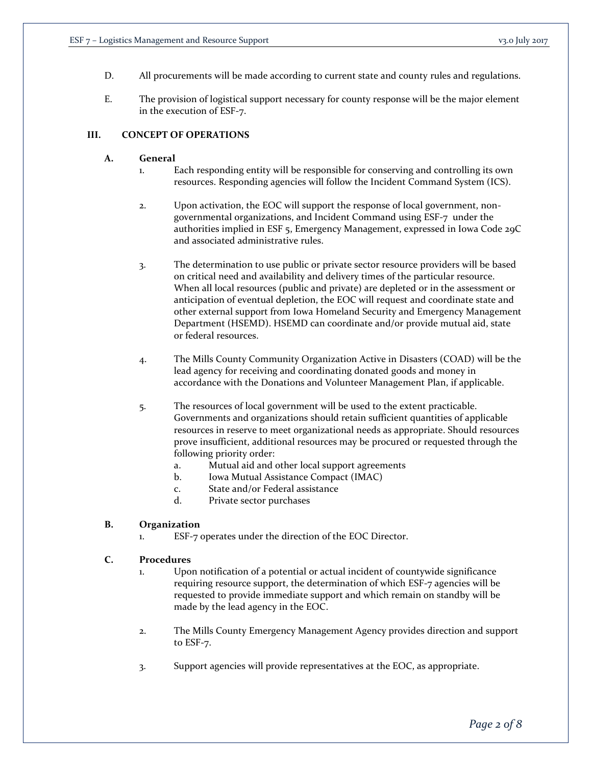D. All procurements will be made according to current state and county rules and regulations.

E. The provision of logistical support necessary for county response will be the major element in the execution of ESF-7.

## III. CONCEPT OF OPERATIONS

### A. General

1. Each responding entity will be responsible for conserving and controlling its own resources. Responding agencies will follow the Incident Command System (ICS).

2. Upon activation, the EOC will support the response of local government, non-governmental organizations, and Incident Command using ESF-7 under the authorities implied in ESF 5, Emergency Management, expressed in Iowa Code 29C and associated administrative rules.

3. The determination to use public or private sector resource providers will be based on critical need and availability and delivery times of the particular resource. When all local resources (public and private) are depleted or in the assessment or anticipation of eventual depletion, the EOC will request and coordinate state and other external support from Iowa Homeland Security and Emergency Management Department (HSEMD). HSEMD can coordinate and/or provide mutual aid, state or federal resources.

4. The Mills County Community Organization Active in Disasters (COAD) will be the lead agency for receiving and coordinating donated goods and money in accordance with the Donations and Volunteer Management Plan, if applicable.

5. The resources of local government will be used to the extent practicable. Governments and organizations should retain sufficient quantities of applicable resources in reserve to meet organizational needs as appropriate. Should resources prove insufficient, additional resources may be procured or requested through the following priority order:
   a. Mutual aid and other local support agreements
   b. Iowa Mutual Assistance Compact (IMAC)
   c. State and/or Federal assistance
   d. Private sector purchases

### B. Organization

1. ESF-7 operates under the direction of the EOC Director.

### C. Procedures

1. Upon notification of a potential or actual incident of countywide significance requiring resource support, the determination of which ESF-7 agencies will be requested to provide immediate support and which remain on standby will be made by the lead agency in the EOC.

2. The Mills County Emergency Management Agency provides direction and support to ESF-7.

3. Support agencies will provide representatives at the EOC, as appropriate.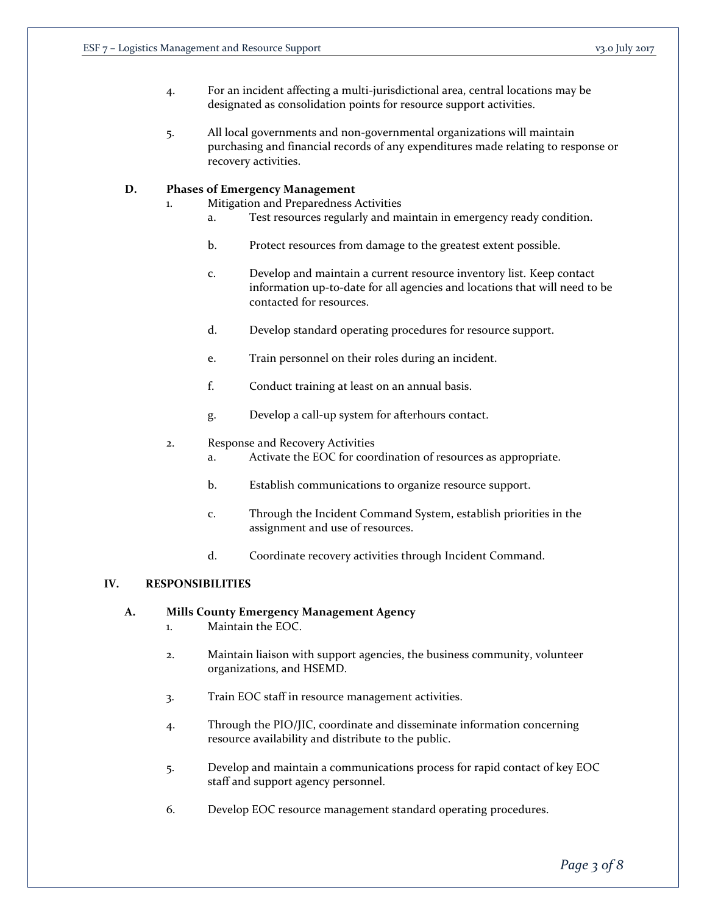4. For an incident affecting a multi-jurisdictional area, central locations may be designated as consolidation points for resource support activities.

5. All local governments and non-governmental organizations will maintain purchasing and financial records of any expenditures made relating to response or recovery activities.

### D. Phases of Emergency Management

1. Mitigation and Preparedness Activities
    a. Test resources regularly and maintain in emergency ready condition.

    b. Protect resources from damage to the greatest extent possible.

    c. Develop and maintain a current resource inventory list. Keep contact information up-to-date for all agencies and locations that will need to be contacted for resources.

    d. Develop standard operating procedures for resource support.

    e. Train personnel on their roles during an incident.

    f. Conduct training at least on an annual basis.

    g. Develop a call-up system for afterhours contact.

2. Response and Recovery Activities
    a. Activate the EOC for coordination of resources as appropriate.

    b. Establish communications to organize resource support.

    c. Through the Incident Command System, establish priorities in the assignment and use of resources.

    d. Coordinate recovery activities through Incident Command.

## IV. RESPONSIBILITIES

### A. Mills County Emergency Management Agency

1. Maintain the EOC.

2. Maintain liaison with support agencies, the business community, volunteer organizations, and HSEMD.

3. Train EOC staff in resource management activities.

4. Through the PIO/JIC, coordinate and disseminate information concerning resource availability and distribute to the public.

5. Develop and maintain a communications process for rapid contact of key EOC staff and support agency personnel.

6. Develop EOC resource management standard operating procedures.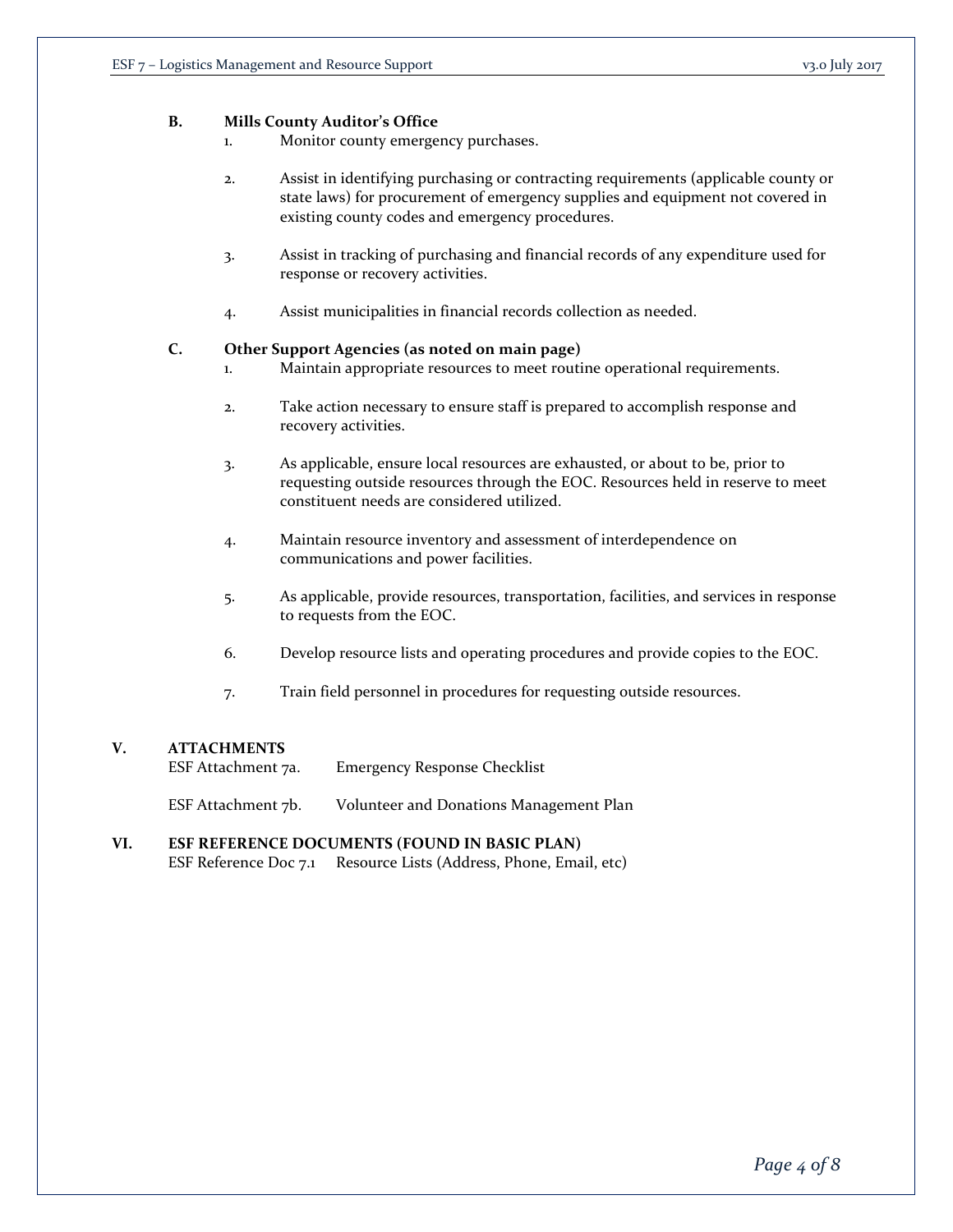### B. Mills County Auditor's Office

1. Monitor county emergency purchases.

2. Assist in identifying purchasing or contracting requirements (applicable county or state laws) for procurement of emergency supplies and equipment not covered in existing county codes and emergency procedures.

3. Assist in tracking of purchasing and financial records of any expenditure used for response or recovery activities.

4. Assist municipalities in financial records collection as needed.

### C. Other Support Agencies (as noted on main page)

1. Maintain appropriate resources to meet routine operational requirements.

2. Take action necessary to ensure staff is prepared to accomplish response and recovery activities.

3. As applicable, ensure local resources are exhausted, or about to be, prior to requesting outside resources through the EOC. Resources held in reserve to meet constituent needs are considered utilized.

4. Maintain resource inventory and assessment of interdependence on communications and power facilities.

5. As applicable, provide resources, transportation, facilities, and services in response to requests from the EOC.

6. Develop resource lists and operating procedures and provide copies to the EOC.

7. Train field personnel in procedures for requesting outside resources.

## V. ATTACHMENTS

ESF Attachment 7a. Emergency Response Checklist

ESF Attachment 7b. Volunteer and Donations Management Plan

## VI. ESF REFERENCE DOCUMENTS (FOUND IN BASIC PLAN)

ESF Reference Doc 7.1 Resource Lists (Address, Phone, Email, etc)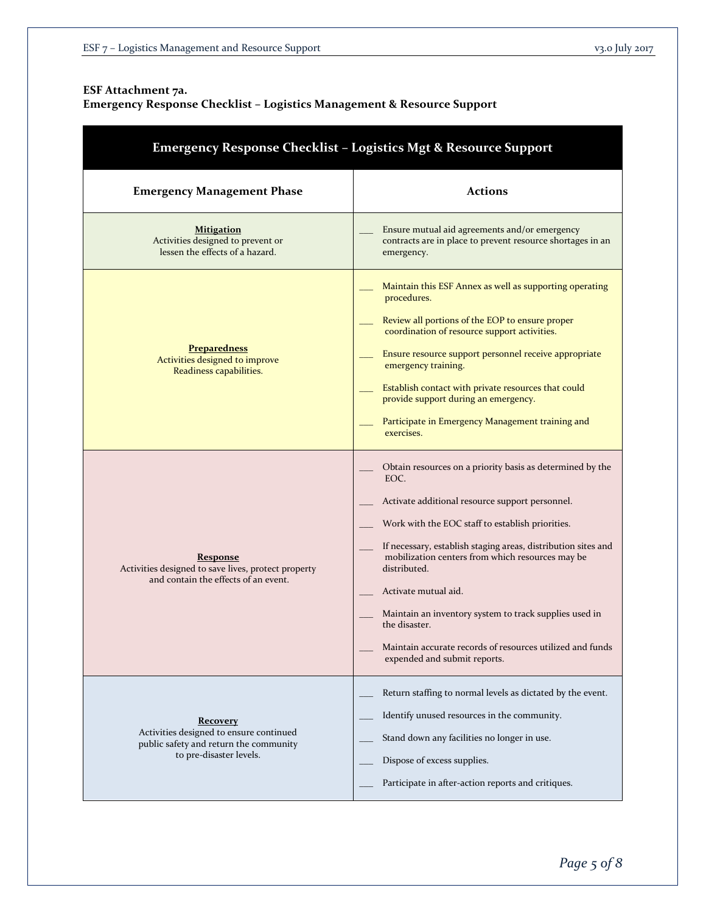**ESF Attachment 7a.**
**Emergency Response Checklist – Logistics Management & Resource Support**

| Emergency Response Checklist – Logistics Mgt & Resource Support | |
|---|---|
| **Emergency Management Phase** | **Actions** |
| **<u>Mitigation</u>**<br>Activities designed to prevent or lessen the effects of a hazard. | ___ Ensure mutual aid agreements and/or emergency contracts are in place to prevent resource shortages in an emergency. |
| **<u>Preparedness</u>**<br>Activities designed to improve Readiness capabilities. | ___ Maintain this ESF Annex as well as supporting operating procedures.<br>___ Review all portions of the EOP to ensure proper coordination of resource support activities.<br>___ Ensure resource support personnel receive appropriate emergency training.<br>___ Establish contact with private resources that could provide support during an emergency.<br>___ Participate in Emergency Management training and exercises. |
| **<u>Response</u>**<br>Activities designed to save lives, protect property and contain the effects of an event. | ___ Obtain resources on a priority basis as determined by the EOC.<br>___ Activate additional resource support personnel.<br>___ Work with the EOC staff to establish priorities.<br>___ If necessary, establish staging areas, distribution sites and mobilization centers from which resources may be distributed.<br>___ Activate mutual aid.<br>___ Maintain an inventory system to track supplies used in the disaster.<br>___ Maintain accurate records of resources utilized and funds expended and submit reports. |
| **<u>Recovery</u>**<br>Activities designed to ensure continued public safety and return the community to pre-disaster levels. | ___ Return staffing to normal levels as dictated by the event.<br>___ Identify unused resources in the community.<br>___ Stand down any facilities no longer in use.<br>___ Dispose of excess supplies.<br>___ Participate in after-action reports and critiques. |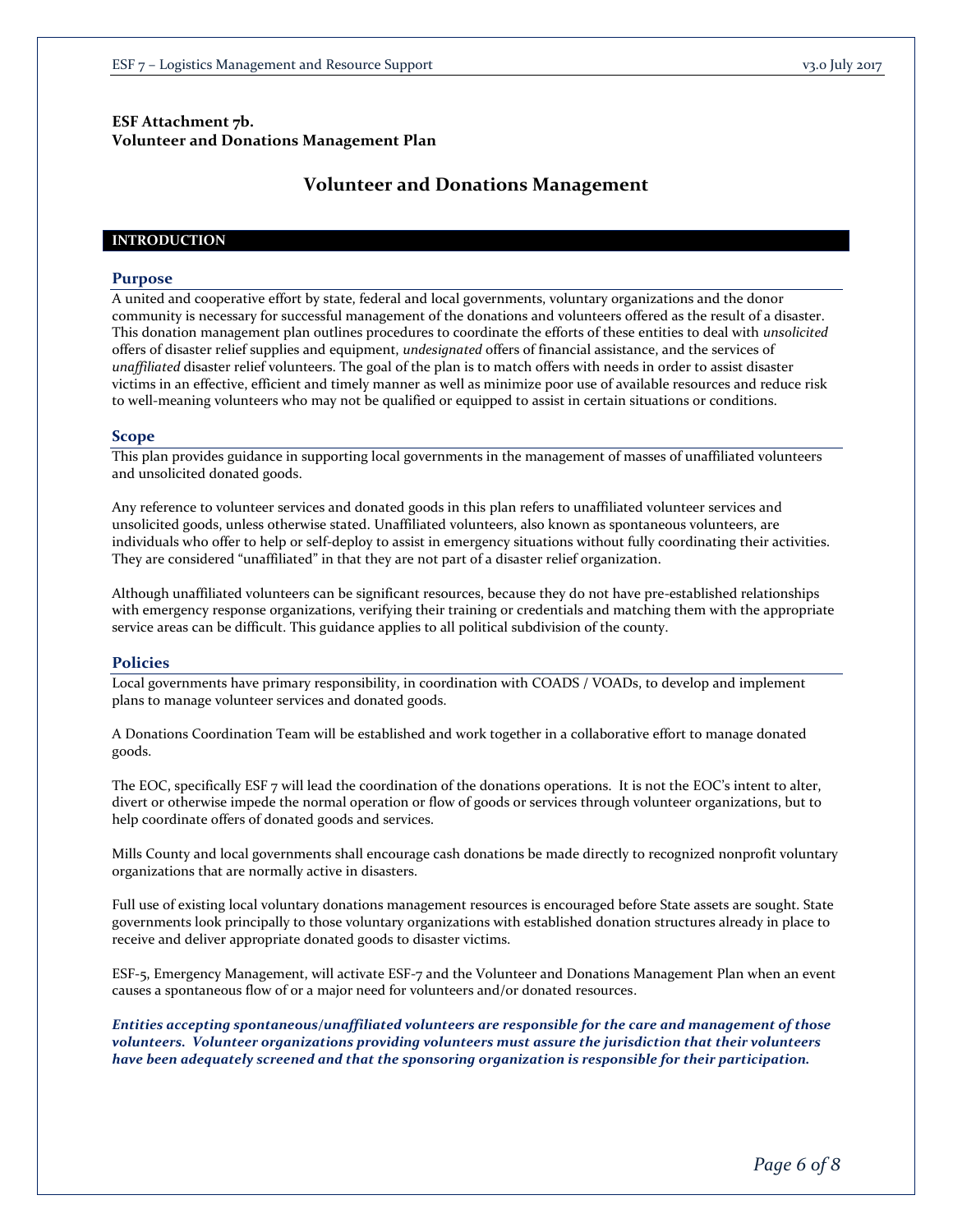**ESF Attachment 7b.**
**Volunteer and Donations Management Plan**

# Volunteer and Donations Management

## INTRODUCTION

### Purpose

A united and cooperative effort by state, federal and local governments, voluntary organizations and the donor community is necessary for successful management of the donations and volunteers offered as the result of a disaster. This donation management plan outlines procedures to coordinate the efforts of these entities to deal with *unsolicited* offers of disaster relief supplies and equipment, *undesignated* offers of financial assistance, and the services of *unaffiliated* disaster relief volunteers. The goal of the plan is to match offers with needs in order to assist disaster victims in an effective, efficient and timely manner as well as minimize poor use of available resources and reduce risk to well-meaning volunteers who may not be qualified or equipped to assist in certain situations or conditions.

### Scope

This plan provides guidance in supporting local governments in the management of masses of unaffiliated volunteers and unsolicited donated goods.

Any reference to volunteer services and donated goods in this plan refers to unaffiliated volunteer services and unsolicited goods, unless otherwise stated. Unaffiliated volunteers, also known as spontaneous volunteers, are individuals who offer to help or self-deploy to assist in emergency situations without fully coordinating their activities. They are considered "unaffiliated" in that they are not part of a disaster relief organization.

Although unaffiliated volunteers can be significant resources, because they do not have pre-established relationships with emergency response organizations, verifying their training or credentials and matching them with the appropriate service areas can be difficult. This guidance applies to all political subdivision of the county.

### Policies

Local governments have primary responsibility, in coordination with COADS / VOADs, to develop and implement plans to manage volunteer services and donated goods.

A Donations Coordination Team will be established and work together in a collaborative effort to manage donated goods.

The EOC, specifically ESF 7 will lead the coordination of the donations operations. It is not the EOC's intent to alter, divert or otherwise impede the normal operation or flow of goods or services through volunteer organizations, but to help coordinate offers of donated goods and services.

Mills County and local governments shall encourage cash donations be made directly to recognized nonprofit voluntary organizations that are normally active in disasters.

Full use of existing local voluntary donations management resources is encouraged before State assets are sought. State governments look principally to those voluntary organizations with established donation structures already in place to receive and deliver appropriate donated goods to disaster victims.

ESF-5, Emergency Management, will activate ESF-7 and the Volunteer and Donations Management Plan when an event causes a spontaneous flow of or a major need for volunteers and/or donated resources.

***Entities accepting spontaneous/unaffiliated volunteers are responsible for the care and management of those volunteers. Volunteer organizations providing volunteers must assure the jurisdiction that their volunteers have been adequately screened and that the sponsoring organization is responsible for their participation.***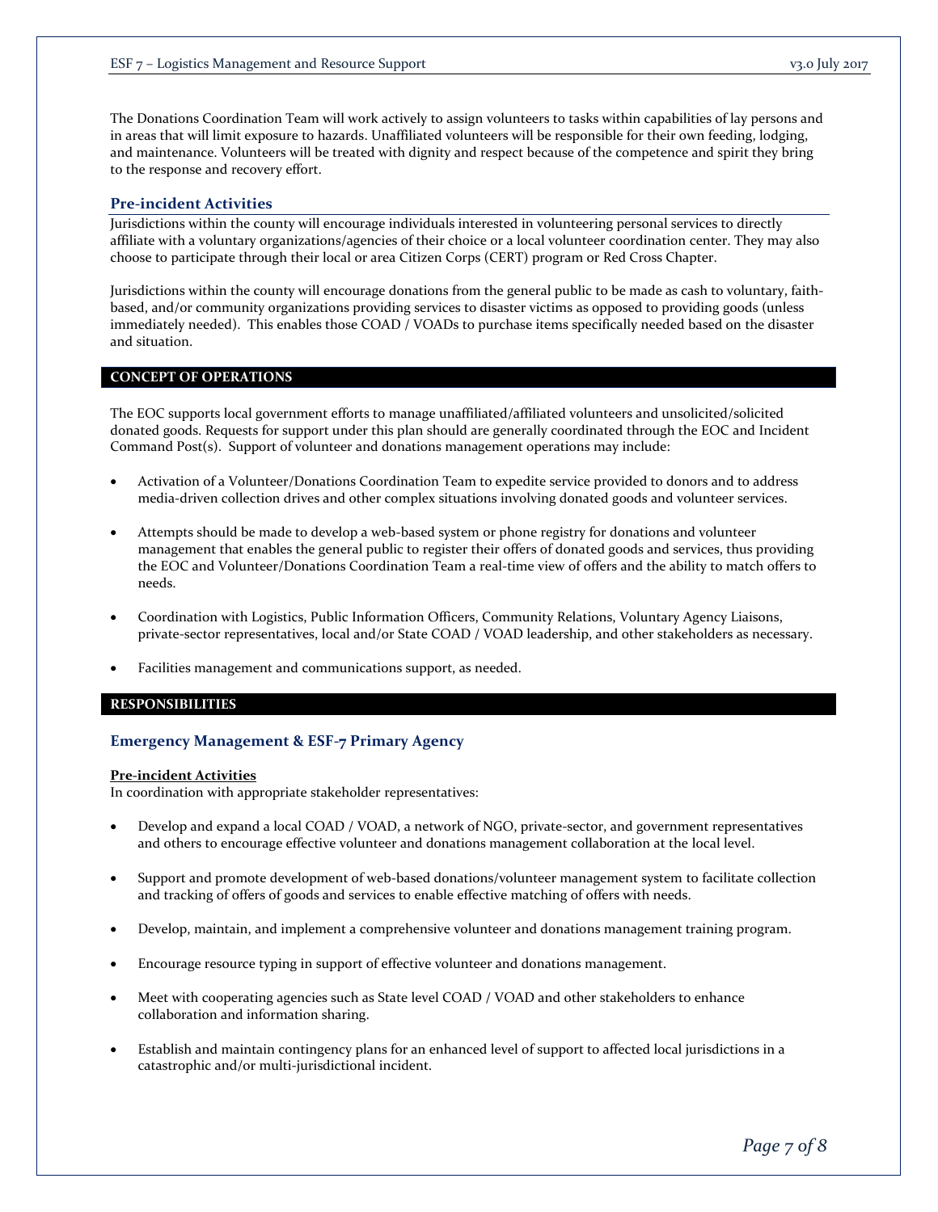The Donations Coordination Team will work actively to assign volunteers to tasks within capabilities of lay persons and in areas that will limit exposure to hazards. Unaffiliated volunteers will be responsible for their own feeding, lodging, and maintenance. Volunteers will be treated with dignity and respect because of the competence and spirit they bring to the response and recovery effort.

### Pre-incident Activities

Jurisdictions within the county will encourage individuals interested in volunteering personal services to directly affiliate with a voluntary organizations/agencies of their choice or a local volunteer coordination center. They may also choose to participate through their local or area Citizen Corps (CERT) program or Red Cross Chapter.

Jurisdictions within the county will encourage donations from the general public to be made as cash to voluntary, faith-based, and/or community organizations providing services to disaster victims as opposed to providing goods (unless immediately needed). This enables those COAD / VOADs to purchase items specifically needed based on the disaster and situation.

## CONCEPT OF OPERATIONS

The EOC supports local government efforts to manage unaffiliated/affiliated volunteers and unsolicited/solicited donated goods. Requests for support under this plan should are generally coordinated through the EOC and Incident Command Post(s). Support of volunteer and donations management operations may include:

- Activation of a Volunteer/Donations Coordination Team to expedite service provided to donors and to address media-driven collection drives and other complex situations involving donated goods and volunteer services.
- Attempts should be made to develop a web-based system or phone registry for donations and volunteer management that enables the general public to register their offers of donated goods and services, thus providing the EOC and Volunteer/Donations Coordination Team a real-time view of offers and the ability to match offers to needs.
- Coordination with Logistics, Public Information Officers, Community Relations, Voluntary Agency Liaisons, private-sector representatives, local and/or State COAD / VOAD leadership, and other stakeholders as necessary.
- Facilities management and communications support, as needed.

## RESPONSIBILITIES

### Emergency Management & ESF-7 Primary Agency

**Pre-incident Activities**

In coordination with appropriate stakeholder representatives:

- Develop and expand a local COAD / VOAD, a network of NGO, private-sector, and government representatives and others to encourage effective volunteer and donations management collaboration at the local level.
- Support and promote development of web-based donations/volunteer management system to facilitate collection and tracking of offers of goods and services to enable effective matching of offers with needs.
- Develop, maintain, and implement a comprehensive volunteer and donations management training program.
- Encourage resource typing in support of effective volunteer and donations management.
- Meet with cooperating agencies such as State level COAD / VOAD and other stakeholders to enhance collaboration and information sharing.
- Establish and maintain contingency plans for an enhanced level of support to affected local jurisdictions in a catastrophic and/or multi-jurisdictional incident.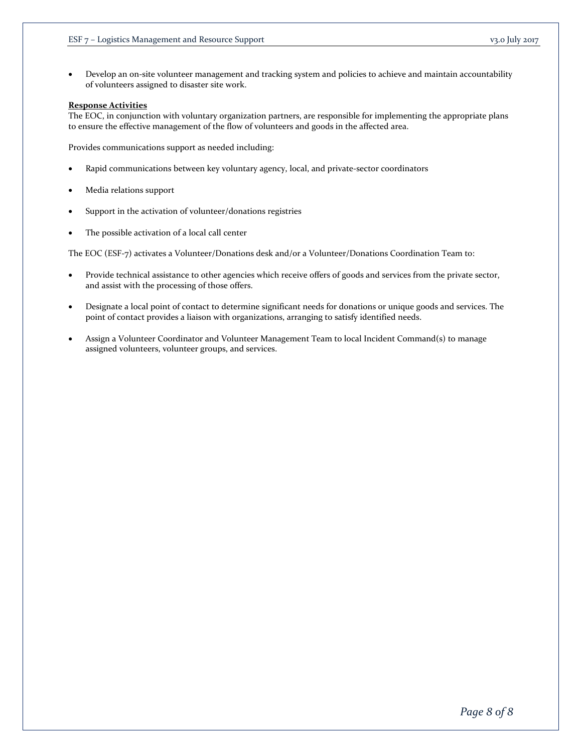- Develop an on-site volunteer management and tracking system and policies to achieve and maintain accountability of volunteers assigned to disaster site work.

**Response Activities**

The EOC, in conjunction with voluntary organization partners, are responsible for implementing the appropriate plans to ensure the effective management of the flow of volunteers and goods in the affected area.

Provides communications support as needed including:

- Rapid communications between key voluntary agency, local, and private-sector coordinators
- Media relations support
- Support in the activation of volunteer/donations registries
- The possible activation of a local call center

The EOC (ESF-7) activates a Volunteer/Donations desk and/or a Volunteer/Donations Coordination Team to:

- Provide technical assistance to other agencies which receive offers of goods and services from the private sector, and assist with the processing of those offers.
- Designate a local point of contact to determine significant needs for donations or unique goods and services. The point of contact provides a liaison with organizations, arranging to satisfy identified needs.
- Assign a Volunteer Coordinator and Volunteer Management Team to local Incident Command(s) to manage assigned volunteers, volunteer groups, and services.